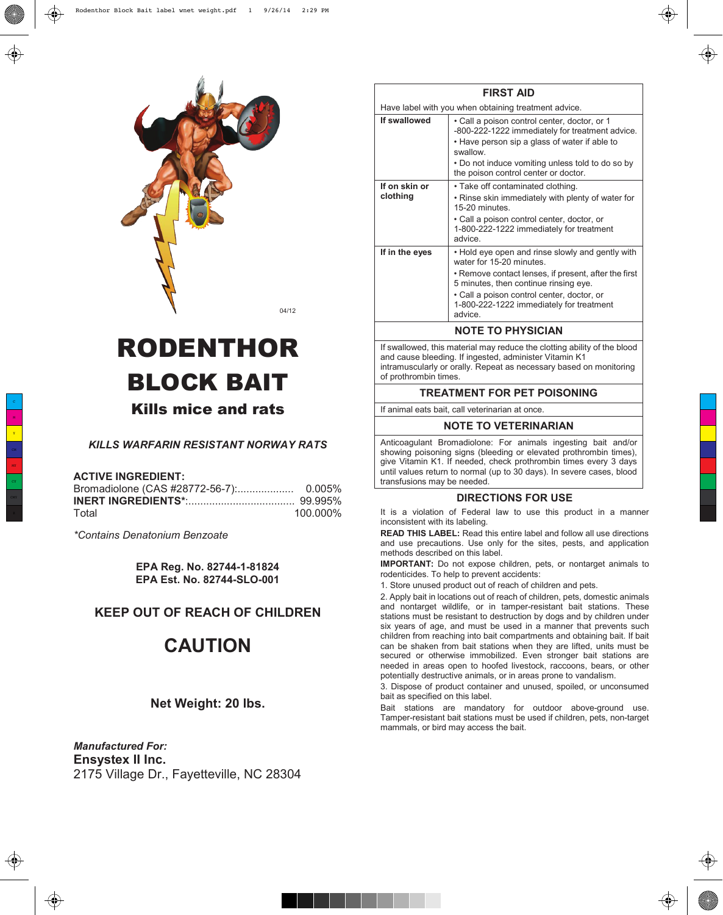04/12

# RODENTHOR BLOCK BAIT

## Kills mice and rats

***KILLS WARFARIN RESISTANT NORWAY RATS***

**ACTIVE INGREDIENT:**

| | |
|---|---|
| Bromadiolone (CAS #28772-56-7):.................... | 0.005% |
| **INERT INGREDIENTS***:.................................... | 99.995% |
| Total | 100.000% |

*\*Contains Denatonium Benzoate*

**EPA Reg. No. 82744-1-81824**
**EPA Est. No. 82744-SLO-001**

**KEEP OUT OF REACH OF CHILDREN**

**CAUTION**

**Net Weight: 20 lbs.**

***Manufactured For:***
**Ensystex II Inc.**
2175 Village Dr., Fayetteville, NC 28304

## FIRST AID

Have label with you when obtaining treatment advice.

| | |
|---|---|
| **If swallowed** | • Call a poison control center, doctor, or 1-800-222-1222 immediately for treatment advice.<br>• Have person sip a glass of water if able to swallow.<br>• Do not induce vomiting unless told to do so by the poison control center or doctor. |
| **If on skin or clothing** | • Take off contaminated clothing.<br>• Rinse skin immediately with plenty of water for 15-20 minutes.<br>• Call a poison control center, doctor, or 1-800-222-1222 immediately for treatment advice. |
| **If in the eyes** | • Hold eye open and rinse slowly and gently with water for 15-20 minutes.<br>• Remove contact lenses, if present, after the first 5 minutes, then continue rinsing eye.<br>• Call a poison control center, doctor, or 1-800-222-1222 immediately for treatment advice. |

## NOTE TO PHYSICIAN

If swallowed, this material may reduce the clotting ability of the blood and cause bleeding. If ingested, administer Vitamin K1 intramuscularly or orally. Repeat as necessary based on monitoring of prothrombin times.

## TREATMENT FOR PET POISONING

If animal eats bait, call veterinarian at once.

## NOTE TO VETERINARIAN

Anticoagulant Bromadiolone: For animals ingesting bait and/or showing poisoning signs (bleeding or elevated prothrombin times), give Vitamin K1. If needed, check prothrombin times every 3 days until values return to normal (up to 30 days). In severe cases, blood transfusions may be needed.

## DIRECTIONS FOR USE

It is a violation of Federal law to use this product in a manner inconsistent with its labeling.

**READ THIS LABEL:** Read this entire label and follow all use directions and use precautions. Use only for the sites, pests, and application methods described on this label.

**IMPORTANT:** Do not expose children, pets, or nontarget animals to rodenticides. To help to prevent accidents:

1. Store unused product out of reach of children and pets.
2. Apply bait in locations out of reach of children, pets, domestic animals and nontarget wildlife, or in tamper-resistant bait stations. These stations must be resistant to destruction by dogs and by children under six years of age, and must be used in a manner that prevents such children from reaching into bait compartments and obtaining bait. If bait can be shaken from bait stations when they are lifted, units must be secured or otherwise immobilized. Even stronger bait stations are needed in areas open to hoofed livestock, raccoons, bears, or other potentially destructive animals, or in areas prone to vandalism.
3. Dispose of product container and unused, spoiled, or unconsumed bait as specified on this label.

Bait stations are mandatory for outdoor above-ground use. Tamper-resistant bait stations must be used if children, pets, non-target mammals, or bird may access the bait.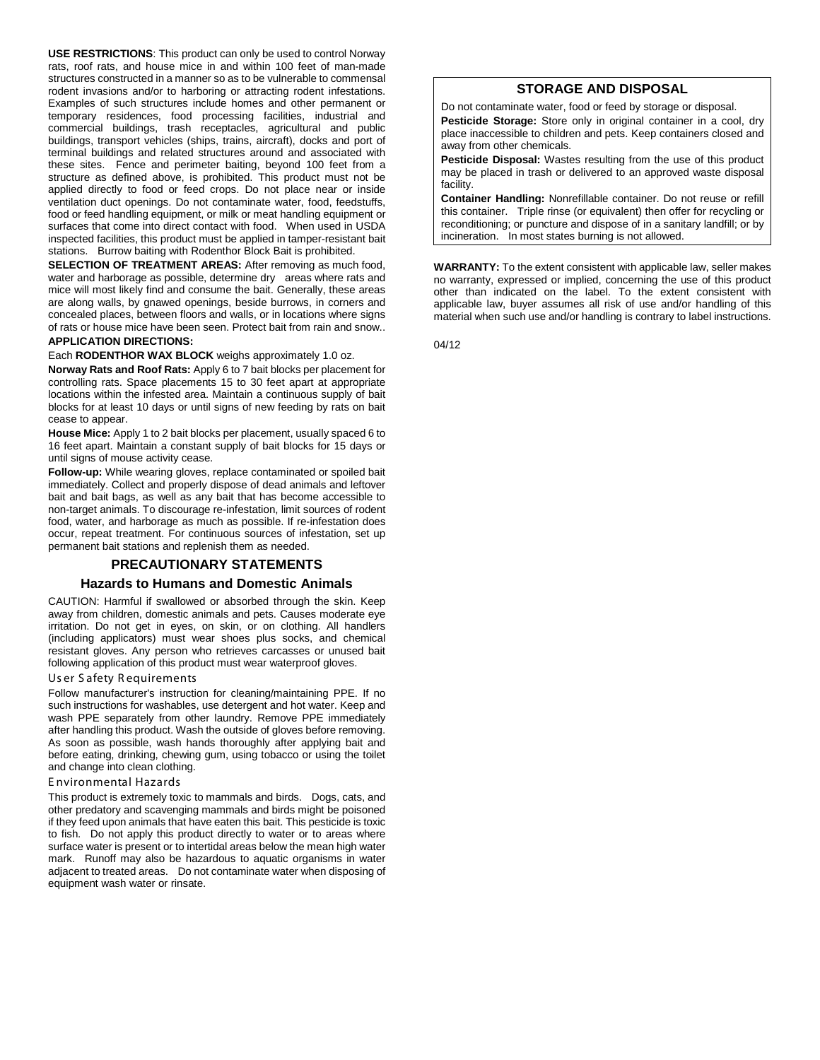**USE RESTRICTIONS**: This product can only be used to control Norway rats, roof rats, and house mice in and within 100 feet of man-made structures constructed in a manner so as to be vulnerable to commensal rodent invasions and/or to harboring or attracting rodent infestations. Examples of such structures include homes and other permanent or temporary residences, food processing facilities, industrial and commercial buildings, trash receptacles, agricultural and public buildings, transport vehicles (ships, trains, aircraft), docks and port of terminal buildings and related structures around and associated with these sites. Fence and perimeter baiting, beyond 100 feet from a structure as defined above, is prohibited. This product must not be applied directly to food or feed crops. Do not place near or inside ventilation duct openings. Do not contaminate water, food, feedstuffs, food or feed handling equipment, or milk or meat handling equipment or surfaces that come into direct contact with food. When used in USDA inspected facilities, this product must be applied in tamper-resistant bait stations. Burrow baiting with Rodenthor Block Bait is prohibited.

**SELECTION OF TREATMENT AREAS:** After removing as much food, water and harborage as possible, determine dry areas where rats and mice will most likely find and consume the bait. Generally, these areas are along walls, by gnawed openings, beside burrows, in corners and concealed places, between floors and walls, or in locations where signs of rats or house mice have been seen. Protect bait from rain and snow..

**APPLICATION DIRECTIONS:**

Each **RODENTHOR WAX BLOCK** weighs approximately 1.0 oz.

**Norway Rats and Roof Rats:** Apply 6 to 7 bait blocks per placement for controlling rats. Space placements 15 to 30 feet apart at appropriate locations within the infested area. Maintain a continuous supply of bait blocks for at least 10 days or until signs of new feeding by rats on bait cease to appear.

**House Mice:** Apply 1 to 2 bait blocks per placement, usually spaced 6 to 16 feet apart. Maintain a constant supply of bait blocks for 15 days or until signs of mouse activity cease.

**Follow-up:** While wearing gloves, replace contaminated or spoiled bait immediately. Collect and properly dispose of dead animals and leftover bait and bait bags, as well as any bait that has become accessible to non-target animals. To discourage re-infestation, limit sources of rodent food, water, and harborage as much as possible. If re-infestation does occur, repeat treatment. For continuous sources of infestation, set up permanent bait stations and replenish them as needed.

## PRECAUTIONARY STATEMENTS

### Hazards to Humans and Domestic Animals

CAUTION: Harmful if swallowed or absorbed through the skin. Keep away from children, domestic animals and pets. Causes moderate eye irritation. Do not get in eyes, on skin, or on clothing. All handlers (including applicators) must wear shoes plus socks, and chemical resistant gloves. Any person who retrieves carcasses or unused bait following application of this product must wear waterproof gloves.

#### User Safety Requirements

Follow manufacturer's instruction for cleaning/maintaining PPE. If no such instructions for washables, use detergent and hot water. Keep and wash PPE separately from other laundry. Remove PPE immediately after handling this product. Wash the outside of gloves before removing. As soon as possible, wash hands thoroughly after applying bait and before eating, drinking, chewing gum, using tobacco or using the toilet and change into clean clothing.

#### Environmental Hazards

This product is extremely toxic to mammals and birds. Dogs, cats, and other predatory and scavenging mammals and birds might be poisoned if they feed upon animals that have eaten this bait. This pesticide is toxic to fish. Do not apply this product directly to water or to areas where surface water is present or to intertidal areas below the mean high water mark. Runoff may also be hazardous to aquatic organisms in water adjacent to treated areas. Do not contaminate water when disposing of equipment wash water or rinsate.

## STORAGE AND DISPOSAL

Do not contaminate water, food or feed by storage or disposal.

**Pesticide Storage:** Store only in original container in a cool, dry place inaccessible to children and pets. Keep containers closed and away from other chemicals.

**Pesticide Disposal:** Wastes resulting from the use of this product may be placed in trash or delivered to an approved waste disposal facility.

**Container Handling:** Nonrefillable container. Do not reuse or refill this container. Triple rinse (or equivalent) then offer for recycling or reconditioning; or puncture and dispose of in a sanitary landfill; or by incineration. In most states burning is not allowed.

**WARRANTY:** To the extent consistent with applicable law, seller makes no warranty, expressed or implied, concerning the use of this product other than indicated on the label. To the extent consistent with applicable law, buyer assumes all risk of use and/or handling of this material when such use and/or handling is contrary to label instructions.

04/12